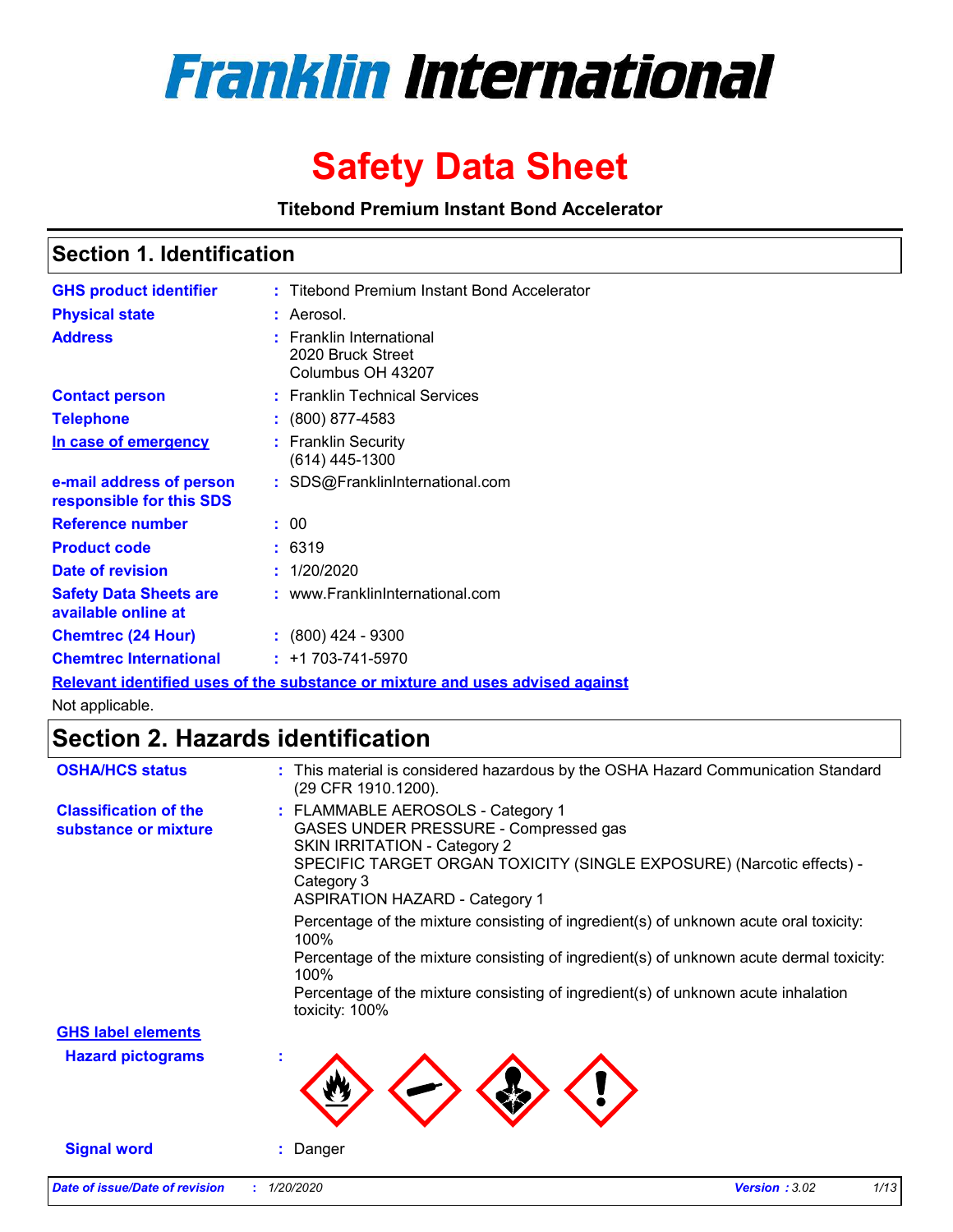# Franklin International

# Safety Data Sheet

**Titebond Premium Instant Bond Accelerator**

## Section 1. Identification

| | | |
|---|---|---|
| **GHS product identifier** | : | Titebond Premium Instant Bond Accelerator |
| **Physical state** | : | Aerosol. |
| **Address** | : | Franklin International<br>2020 Bruck Street<br>Columbus OH 43207 |
| **Contact person** | : | Franklin Technical Services |
| **Telephone** | : | (800) 877-4583 |
| **In case of emergency** | : | Franklin Security<br>(614) 445-1300 |
| **e-mail address of person responsible for this SDS** | : | SDS@FranklinInternational.com |
| **Reference number** | : | 00 |
| **Product code** | : | 6319 |
| **Date of revision** | : | 1/20/2020 |
| **Safety Data Sheets are available online at** | : | www.FranklinInternational.com |
| **Chemtrec (24 Hour)** | : | (800) 424 - 9300 |
| **Chemtrec International** | : | +1 703-741-5970 |

**Relevant identified uses of the substance or mixture and uses advised against**

Not applicable.

## Section 2. Hazards identification

**OSHA/HCS status** : This material is considered hazardous by the OSHA Hazard Communication Standard (29 CFR 1910.1200).

**Classification of the substance or mixture** :
FLAMMABLE AEROSOLS - Category 1
GASES UNDER PRESSURE - Compressed gas
SKIN IRRITATION - Category 2
SPECIFIC TARGET ORGAN TOXICITY (SINGLE EXPOSURE) (Narcotic effects) - Category 3
ASPIRATION HAZARD - Category 1

Percentage of the mixture consisting of ingredient(s) of unknown acute oral toxicity: 100%
Percentage of the mixture consisting of ingredient(s) of unknown acute dermal toxicity: 100%
Percentage of the mixture consisting of ingredient(s) of unknown acute inhalation toxicity: 100%

**GHS label elements**

**Hazard pictograms** :

**Signal word** : Danger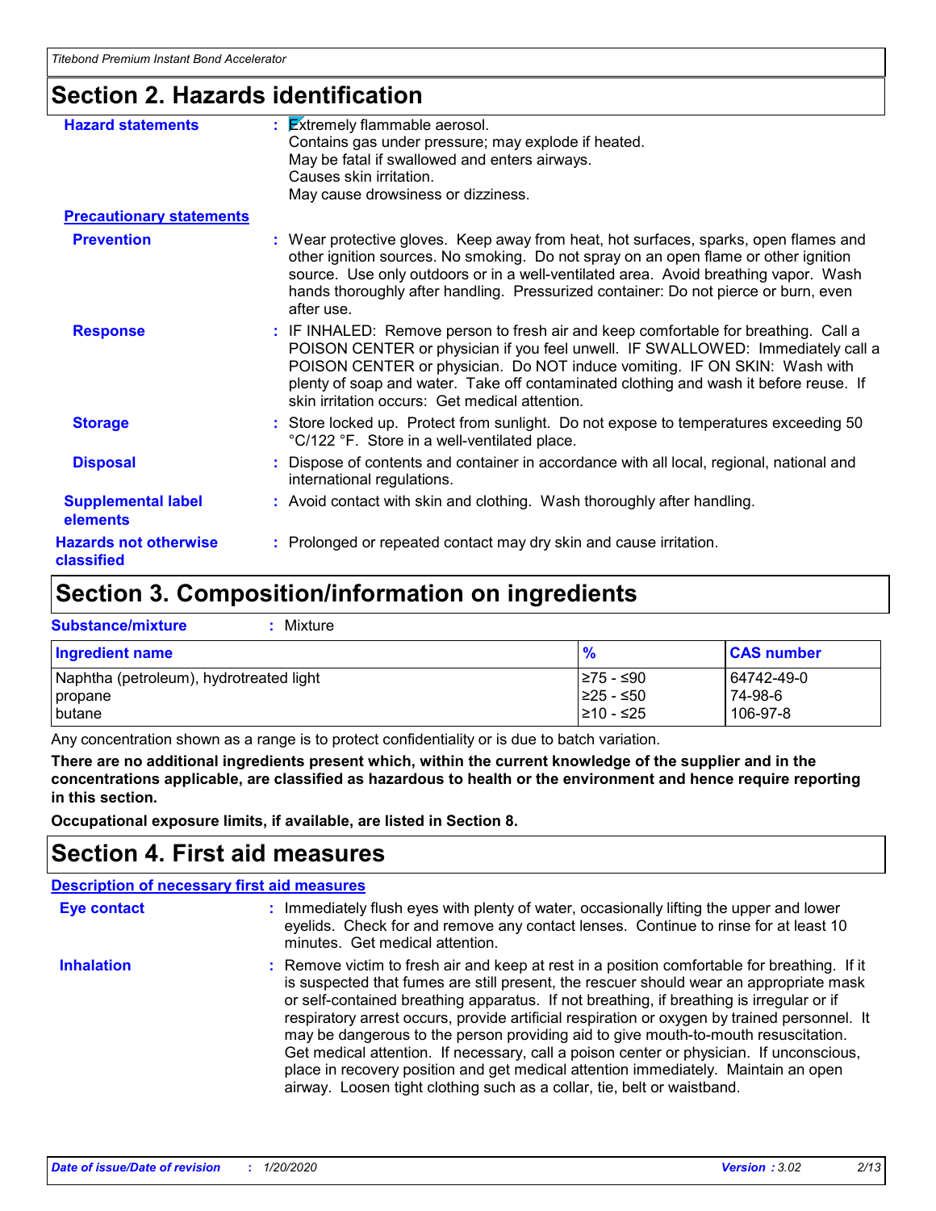## Section 2. Hazards identification

**Hazard statements** : Extremely flammable aerosol.
Contains gas under pressure; may explode if heated.
May be fatal if swallowed and enters airways.
Causes skin irritation.
May cause drowsiness or dizziness.

**Precautionary statements**

**Prevention** : Wear protective gloves. Keep away from heat, hot surfaces, sparks, open flames and other ignition sources. No smoking. Do not spray on an open flame or other ignition source. Use only outdoors or in a well-ventilated area. Avoid breathing vapor. Wash hands thoroughly after handling. Pressurized container: Do not pierce or burn, even after use.

**Response** : IF INHALED: Remove person to fresh air and keep comfortable for breathing. Call a POISON CENTER or physician if you feel unwell. IF SWALLOWED: Immediately call a POISON CENTER or physician. Do NOT induce vomiting. IF ON SKIN: Wash with plenty of soap and water. Take off contaminated clothing and wash it before reuse. If skin irritation occurs: Get medical attention.

**Storage** : Store locked up. Protect from sunlight. Do not expose to temperatures exceeding 50 °C/122 °F. Store in a well-ventilated place.

**Disposal** : Dispose of contents and container in accordance with all local, regional, national and international regulations.

**Supplemental label elements** : Avoid contact with skin and clothing. Wash thoroughly after handling.

**Hazards not otherwise classified** : Prolonged or repeated contact may dry skin and cause irritation.

## Section 3. Composition/information on ingredients

**Substance/mixture** : Mixture

| Ingredient name | % | CAS number |
|---|---|---|
| Naphtha (petroleum), hydrotreated light | ≥75 - ≤90 | 64742-49-0 |
| propane | ≥25 - ≤50 | 74-98-6 |
| butane | ≥10 - ≤25 | 106-97-8 |

Any concentration shown as a range is to protect confidentiality or is due to batch variation.

**There are no additional ingredients present which, within the current knowledge of the supplier and in the concentrations applicable, are classified as hazardous to health or the environment and hence require reporting in this section.**

**Occupational exposure limits, if available, are listed in Section 8.**

## Section 4. First aid measures

**Description of necessary first aid measures**

**Eye contact** : Immediately flush eyes with plenty of water, occasionally lifting the upper and lower eyelids. Check for and remove any contact lenses. Continue to rinse for at least 10 minutes. Get medical attention.

**Inhalation** : Remove victim to fresh air and keep at rest in a position comfortable for breathing. If it is suspected that fumes are still present, the rescuer should wear an appropriate mask or self-contained breathing apparatus. If not breathing, if breathing is irregular or if respiratory arrest occurs, provide artificial respiration or oxygen by trained personnel. It may be dangerous to the person providing aid to give mouth-to-mouth resuscitation. Get medical attention. If necessary, call a poison center or physician. If unconscious, place in recovery position and get medical attention immediately. Maintain an open airway. Loosen tight clothing such as a collar, tie, belt or waistband.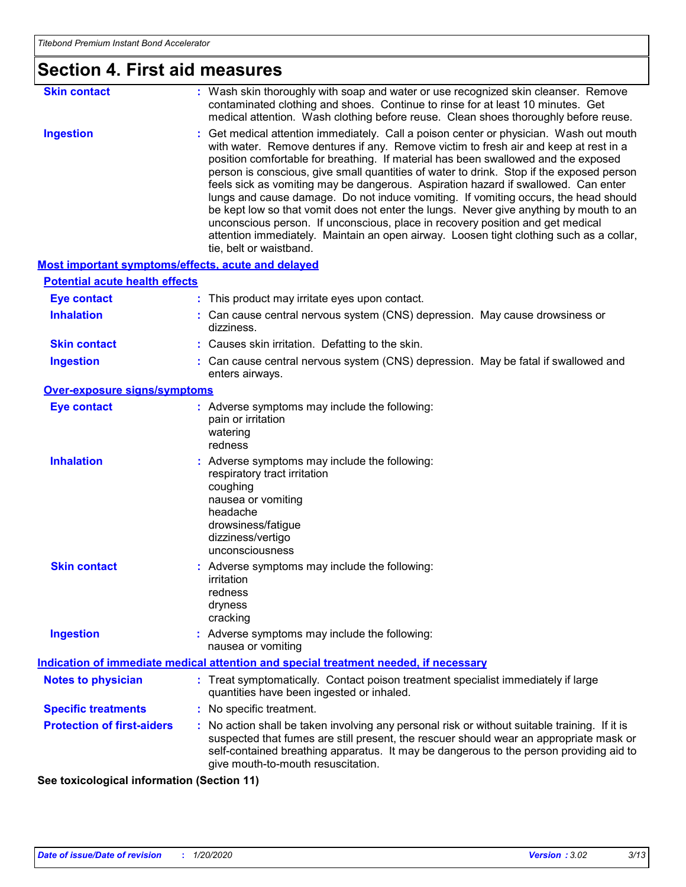# Section 4. First aid measures

**Skin contact** : Wash skin thoroughly with soap and water or use recognized skin cleanser. Remove contaminated clothing and shoes. Continue to rinse for at least 10 minutes. Get medical attention. Wash clothing before reuse. Clean shoes thoroughly before reuse.

**Ingestion** : Get medical attention immediately. Call a poison center or physician. Wash out mouth with water. Remove dentures if any. Remove victim to fresh air and keep at rest in a position comfortable for breathing. If material has been swallowed and the exposed person is conscious, give small quantities of water to drink. Stop if the exposed person feels sick as vomiting may be dangerous. Aspiration hazard if swallowed. Can enter lungs and cause damage. Do not induce vomiting. If vomiting occurs, the head should be kept low so that vomit does not enter the lungs. Never give anything by mouth to an unconscious person. If unconscious, place in recovery position and get medical attention immediately. Maintain an open airway. Loosen tight clothing such as a collar, tie, belt or waistband.

## Most important symptoms/effects, acute and delayed

### Potential acute health effects

**Eye contact** : This product may irritate eyes upon contact.

**Inhalation** : Can cause central nervous system (CNS) depression. May cause drowsiness or dizziness.

**Skin contact** : Causes skin irritation. Defatting to the skin.

**Ingestion** : Can cause central nervous system (CNS) depression. May be fatal if swallowed and enters airways.

### Over-exposure signs/symptoms

**Eye contact** : Adverse symptoms may include the following:
pain or irritation
watering
redness

**Inhalation** : Adverse symptoms may include the following:
respiratory tract irritation
coughing
nausea or vomiting
headache
drowsiness/fatigue
dizziness/vertigo
unconsciousness

**Skin contact** : Adverse symptoms may include the following:
irritation
redness
dryness
cracking

**Ingestion** : Adverse symptoms may include the following:
nausea or vomiting

## Indication of immediate medical attention and special treatment needed, if necessary

**Notes to physician** : Treat symptomatically. Contact poison treatment specialist immediately if large quantities have been ingested or inhaled.

**Specific treatments** : No specific treatment.

**Protection of first-aiders** : No action shall be taken involving any personal risk or without suitable training. If it is suspected that fumes are still present, the rescuer should wear an appropriate mask or self-contained breathing apparatus. It may be dangerous to the person providing aid to give mouth-to-mouth resuscitation.

**See toxicological information (Section 11)**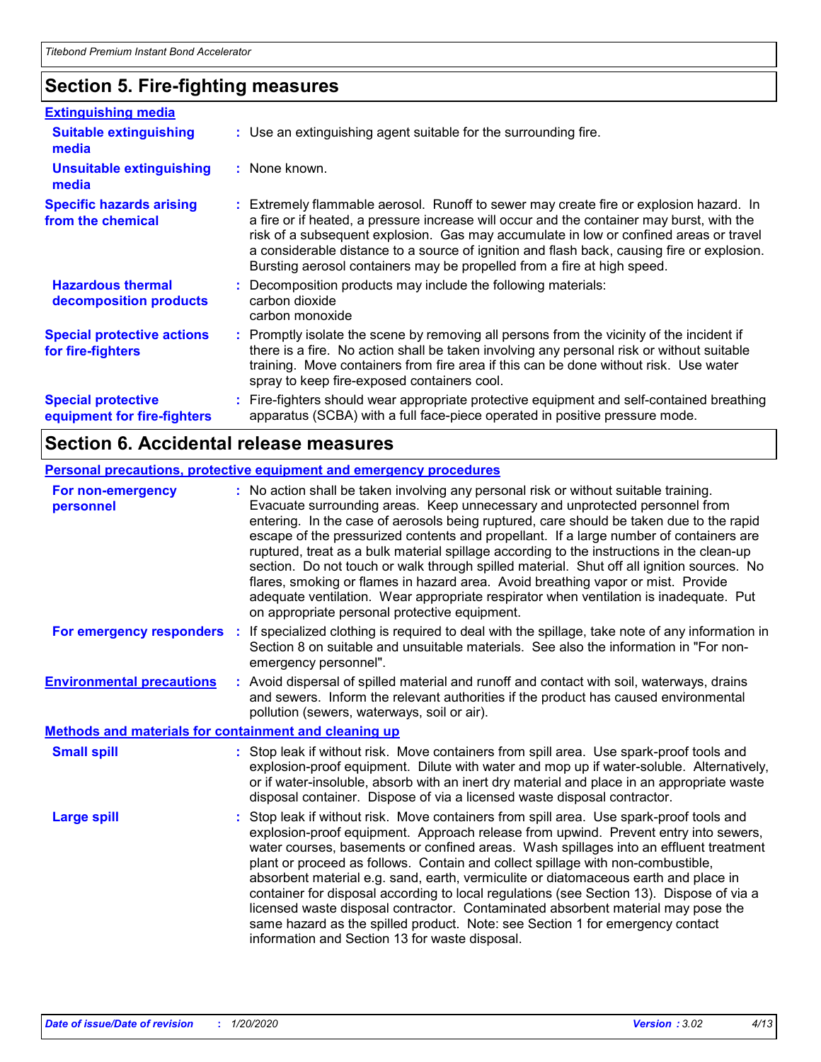## Section 5. Fire-fighting measures

### Extinguishing media

**Suitable extinguishing media** : Use an extinguishing agent suitable for the surrounding fire.

**Unsuitable extinguishing media** : None known.

**Specific hazards arising from the chemical** : Extremely flammable aerosol. Runoff to sewer may create fire or explosion hazard. In a fire or if heated, a pressure increase will occur and the container may burst, with the risk of a subsequent explosion. Gas may accumulate in low or confined areas or travel a considerable distance to a source of ignition and flash back, causing fire or explosion. Bursting aerosol containers may be propelled from a fire at high speed.

**Hazardous thermal decomposition products** : Decomposition products may include the following materials:
carbon dioxide
carbon monoxide

**Special protective actions for fire-fighters** : Promptly isolate the scene by removing all persons from the vicinity of the incident if there is a fire. No action shall be taken involving any personal risk or without suitable training. Move containers from fire area if this can be done without risk. Use water spray to keep fire-exposed containers cool.

**Special protective equipment for fire-fighters** : Fire-fighters should wear appropriate protective equipment and self-contained breathing apparatus (SCBA) with a full face-piece operated in positive pressure mode.

## Section 6. Accidental release measures

### Personal precautions, protective equipment and emergency procedures

**For non-emergency personnel** : No action shall be taken involving any personal risk or without suitable training. Evacuate surrounding areas. Keep unnecessary and unprotected personnel from entering. In the case of aerosols being ruptured, care should be taken due to the rapid escape of the pressurized contents and propellant. If a large number of containers are ruptured, treat as a bulk material spillage according to the instructions in the clean-up section. Do not touch or walk through spilled material. Shut off all ignition sources. No flares, smoking or flames in hazard area. Avoid breathing vapor or mist. Provide adequate ventilation. Wear appropriate respirator when ventilation is inadequate. Put on appropriate personal protective equipment.

**For emergency responders** : If specialized clothing is required to deal with the spillage, take note of any information in Section 8 on suitable and unsuitable materials. See also the information in "For non-emergency personnel".

**Environmental precautions** : Avoid dispersal of spilled material and runoff and contact with soil, waterways, drains and sewers. Inform the relevant authorities if the product has caused environmental pollution (sewers, waterways, soil or air).

### Methods and materials for containment and cleaning up

**Small spill** : Stop leak if without risk. Move containers from spill area. Use spark-proof tools and explosion-proof equipment. Dilute with water and mop up if water-soluble. Alternatively, or if water-insoluble, absorb with an inert dry material and place in an appropriate waste disposal container. Dispose of via a licensed waste disposal contractor.

**Large spill** : Stop leak if without risk. Move containers from spill area. Use spark-proof tools and explosion-proof equipment. Approach release from upwind. Prevent entry into sewers, water courses, basements or confined areas. Wash spillages into an effluent treatment plant or proceed as follows. Contain and collect spillage with non-combustible, absorbent material e.g. sand, earth, vermiculite or diatomaceous earth and place in container for disposal according to local regulations (see Section 13). Dispose of via a licensed waste disposal contractor. Contaminated absorbent material may pose the same hazard as the spilled product. Note: see Section 1 for emergency contact information and Section 13 for waste disposal.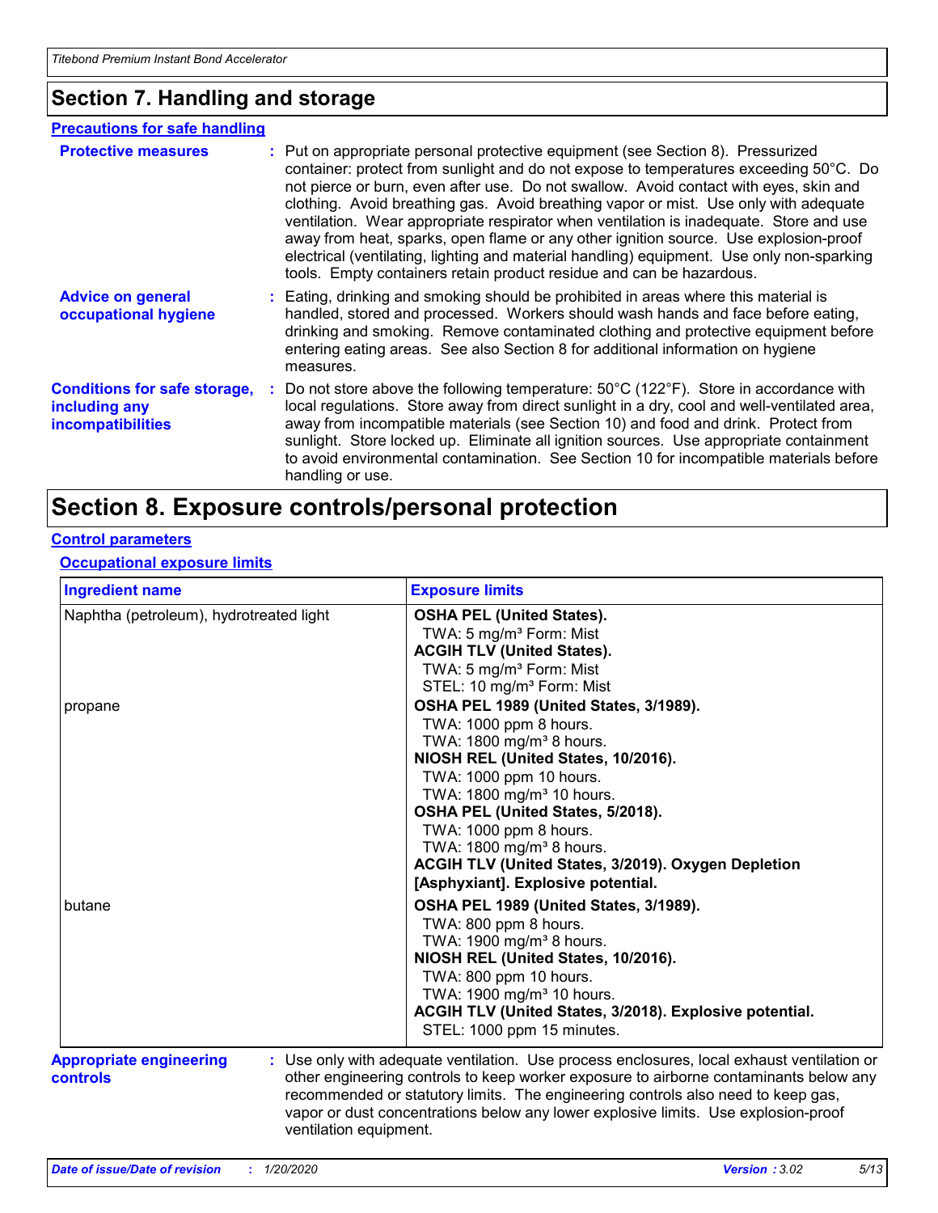## Section 7. Handling and storage

### Precautions for safe handling

**Protective measures** : Put on appropriate personal protective equipment (see Section 8). Pressurized container: protect from sunlight and do not expose to temperatures exceeding 50°C. Do not pierce or burn, even after use. Do not swallow. Avoid contact with eyes, skin and clothing. Avoid breathing gas. Avoid breathing vapor or mist. Use only with adequate ventilation. Wear appropriate respirator when ventilation is inadequate. Store and use away from heat, sparks, open flame or any other ignition source. Use explosion-proof electrical (ventilating, lighting and material handling) equipment. Use only non-sparking tools. Empty containers retain product residue and can be hazardous.

**Advice on general occupational hygiene** : Eating, drinking and smoking should be prohibited in areas where this material is handled, stored and processed. Workers should wash hands and face before eating, drinking and smoking. Remove contaminated clothing and protective equipment before entering eating areas. See also Section 8 for additional information on hygiene measures.

**Conditions for safe storage, including any incompatibilities** : Do not store above the following temperature: 50°C (122°F). Store in accordance with local regulations. Store away from direct sunlight in a dry, cool and well-ventilated area, away from incompatible materials (see Section 10) and food and drink. Protect from sunlight. Store locked up. Eliminate all ignition sources. Use appropriate containment to avoid environmental contamination. See Section 10 for incompatible materials before handling or use.

## Section 8. Exposure controls/personal protection

### Control parameters

#### Occupational exposure limits

| Ingredient name | Exposure limits |
|---|---|
| Naphtha (petroleum), hydrotreated light | **OSHA PEL (United States).**<br>TWA: 5 mg/m³ Form: Mist<br>**ACGIH TLV (United States).**<br>TWA: 5 mg/m³ Form: Mist<br>STEL: 10 mg/m³ Form: Mist |
| propane | **OSHA PEL 1989 (United States, 3/1989).**<br>TWA: 1000 ppm 8 hours.<br>TWA: 1800 mg/m³ 8 hours.<br>**NIOSH REL (United States, 10/2016).**<br>TWA: 1000 ppm 10 hours.<br>TWA: 1800 mg/m³ 10 hours.<br>**OSHA PEL (United States, 5/2018).**<br>TWA: 1000 ppm 8 hours.<br>TWA: 1800 mg/m³ 8 hours.<br>**ACGIH TLV (United States, 3/2019). Oxygen Depletion [Asphyxiant]. Explosive potential.** |
| butane | **OSHA PEL 1989 (United States, 3/1989).**<br>TWA: 800 ppm 8 hours.<br>TWA: 1900 mg/m³ 8 hours.<br>**NIOSH REL (United States, 10/2016).**<br>TWA: 800 ppm 10 hours.<br>TWA: 1900 mg/m³ 10 hours.<br>**ACGIH TLV (United States, 3/2018). Explosive potential.**<br>STEL: 1000 ppm 15 minutes. |

**Appropriate engineering controls** : Use only with adequate ventilation. Use process enclosures, local exhaust ventilation or other engineering controls to keep worker exposure to airborne contaminants below any recommended or statutory limits. The engineering controls also need to keep gas, vapor or dust concentrations below any lower explosive limits. Use explosion-proof ventilation equipment.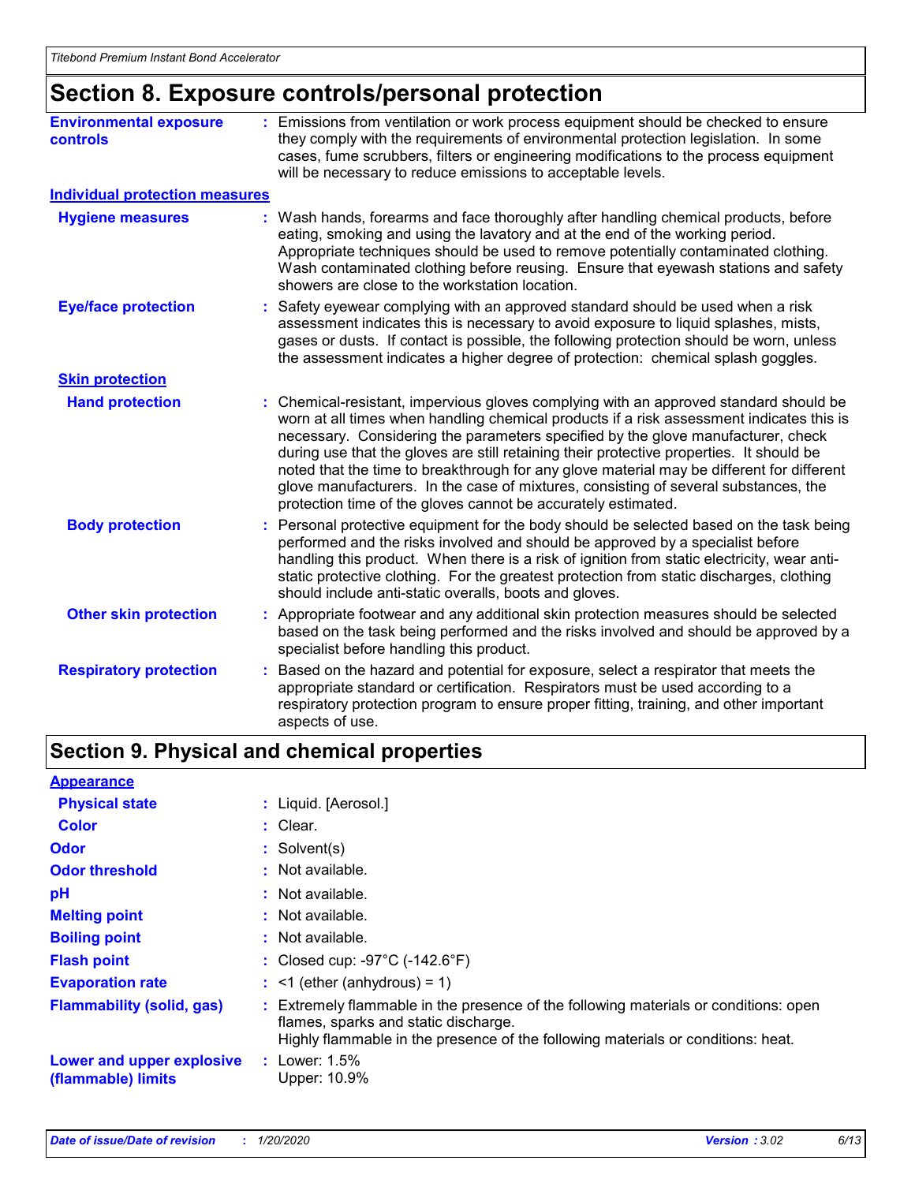## Section 8. Exposure controls/personal protection

**Environmental exposure controls** : Emissions from ventilation or work process equipment should be checked to ensure they comply with the requirements of environmental protection legislation. In some cases, fume scrubbers, filters or engineering modifications to the process equipment will be necessary to reduce emissions to acceptable levels.

**Individual protection measures**

**Hygiene measures** : Wash hands, forearms and face thoroughly after handling chemical products, before eating, smoking and using the lavatory and at the end of the working period. Appropriate techniques should be used to remove potentially contaminated clothing. Wash contaminated clothing before reusing. Ensure that eyewash stations and safety showers are close to the workstation location.

**Eye/face protection** : Safety eyewear complying with an approved standard should be used when a risk assessment indicates this is necessary to avoid exposure to liquid splashes, mists, gases or dusts. If contact is possible, the following protection should be worn, unless the assessment indicates a higher degree of protection: chemical splash goggles.

**Skin protection**

**Hand protection** : Chemical-resistant, impervious gloves complying with an approved standard should be worn at all times when handling chemical products if a risk assessment indicates this is necessary. Considering the parameters specified by the glove manufacturer, check during use that the gloves are still retaining their protective properties. It should be noted that the time to breakthrough for any glove material may be different for different glove manufacturers. In the case of mixtures, consisting of several substances, the protection time of the gloves cannot be accurately estimated.

**Body protection** : Personal protective equipment for the body should be selected based on the task being performed and the risks involved and should be approved by a specialist before handling this product. When there is a risk of ignition from static electricity, wear anti-static protective clothing. For the greatest protection from static discharges, clothing should include anti-static overalls, boots and gloves.

**Other skin protection** : Appropriate footwear and any additional skin protection measures should be selected based on the task being performed and the risks involved and should be approved by a specialist before handling this product.

**Respiratory protection** : Based on the hazard and potential for exposure, select a respirator that meets the appropriate standard or certification. Respirators must be used according to a respiratory protection program to ensure proper fitting, training, and other important aspects of use.

## Section 9. Physical and chemical properties

**Appearance**

**Physical state** : Liquid. [Aerosol.]

**Color** : Clear.

**Odor** : Solvent(s)

**Odor threshold** : Not available.

**pH** : Not available.

**Melting point** : Not available.

**Boiling point** : Not available.

**Flash point** : Closed cup: -97°C (-142.6°F)

**Evaporation rate** : <1 (ether (anhydrous) = 1)

**Flammability (solid, gas)** : Extremely flammable in the presence of the following materials or conditions: open flames, sparks and static discharge.
Highly flammable in the presence of the following materials or conditions: heat.

**Lower and upper explosive (flammable) limits** : Lower: 1.5%
Upper: 10.9%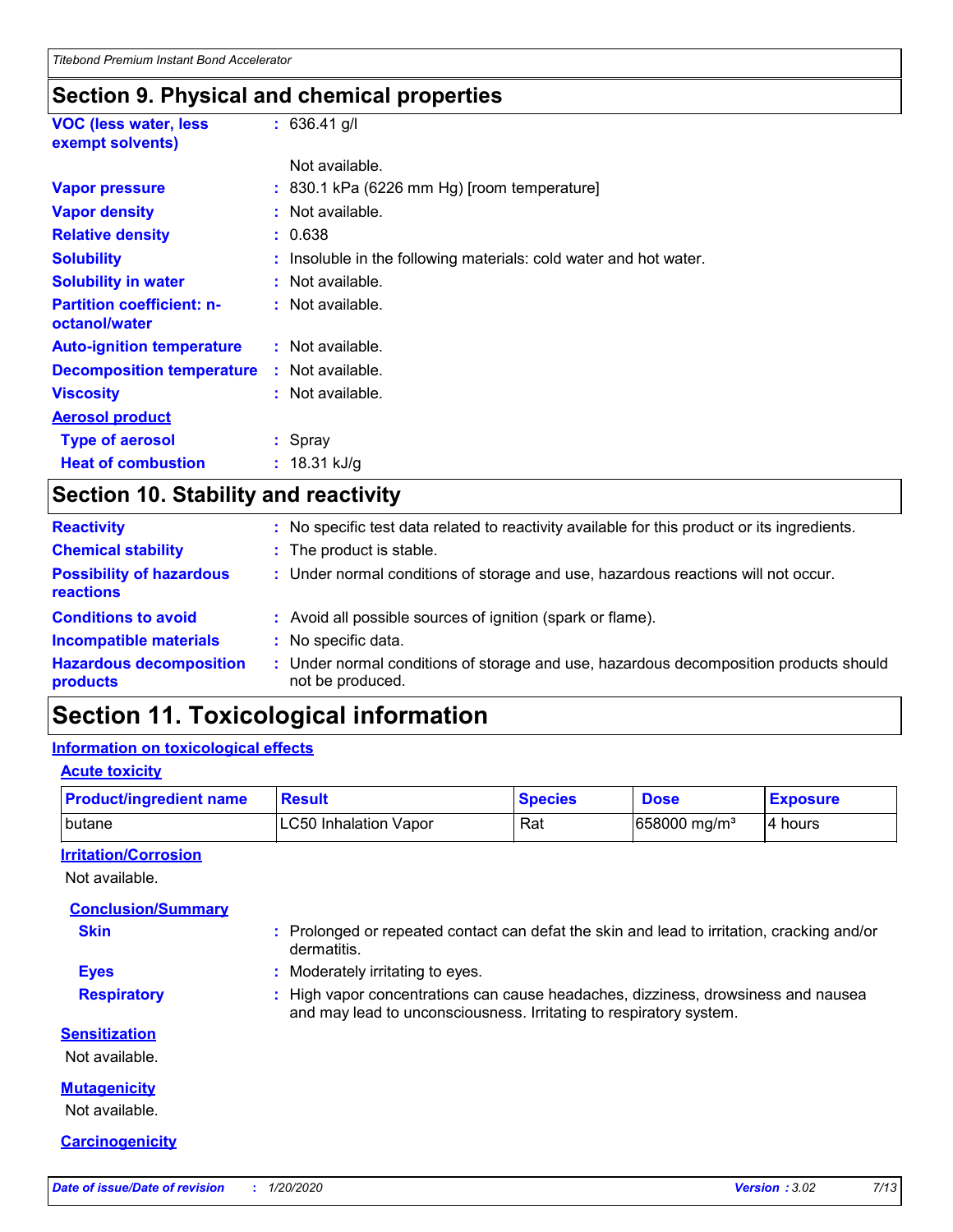## Section 9. Physical and chemical properties

| | |
|---|---|
| **VOC (less water, less exempt solvents)** | : 636.41 g/l |
| | Not available. |
| **Vapor pressure** | : 830.1 kPa (6226 mm Hg) [room temperature] |
| **Vapor density** | : Not available. |
| **Relative density** | : 0.638 |
| **Solubility** | : Insoluble in the following materials: cold water and hot water. |
| **Solubility in water** | : Not available. |
| **Partition coefficient: n-octanol/water** | : Not available. |
| **Auto-ignition temperature** | : Not available. |
| **Decomposition temperature** | : Not available. |
| **Viscosity** | : Not available. |

**Aerosol product**

| | |
|---|---|
| **Type of aerosol** | : Spray |
| **Heat of combustion** | : 18.31 kJ/g |

## Section 10. Stability and reactivity

| | |
|---|---|
| **Reactivity** | : No specific test data related to reactivity available for this product or its ingredients. |
| **Chemical stability** | : The product is stable. |
| **Possibility of hazardous reactions** | : Under normal conditions of storage and use, hazardous reactions will not occur. |
| **Conditions to avoid** | : Avoid all possible sources of ignition (spark or flame). |
| **Incompatible materials** | : No specific data. |
| **Hazardous decomposition products** | : Under normal conditions of storage and use, hazardous decomposition products should not be produced. |

# Section 11. Toxicological information

**Information on toxicological effects**

**Acute toxicity**

| Product/ingredient name | Result | Species | Dose | Exposure |
|---|---|---|---|---|
| butane | LC50 Inhalation Vapor | Rat | 658000 mg/m³ | 4 hours |

**Irritation/Corrosion**

Not available.

**Conclusion/Summary**

| | |
|---|---|
| **Skin** | : Prolonged or repeated contact can defat the skin and lead to irritation, cracking and/or dermatitis. |
| **Eyes** | : Moderately irritating to eyes. |
| **Respiratory** | : High vapor concentrations can cause headaches, dizziness, drowsiness and nausea and may lead to unconsciousness. Irritating to respiratory system. |

**Sensitization**

Not available.

**Mutagenicity**

Not available.

**Carcinogenicity**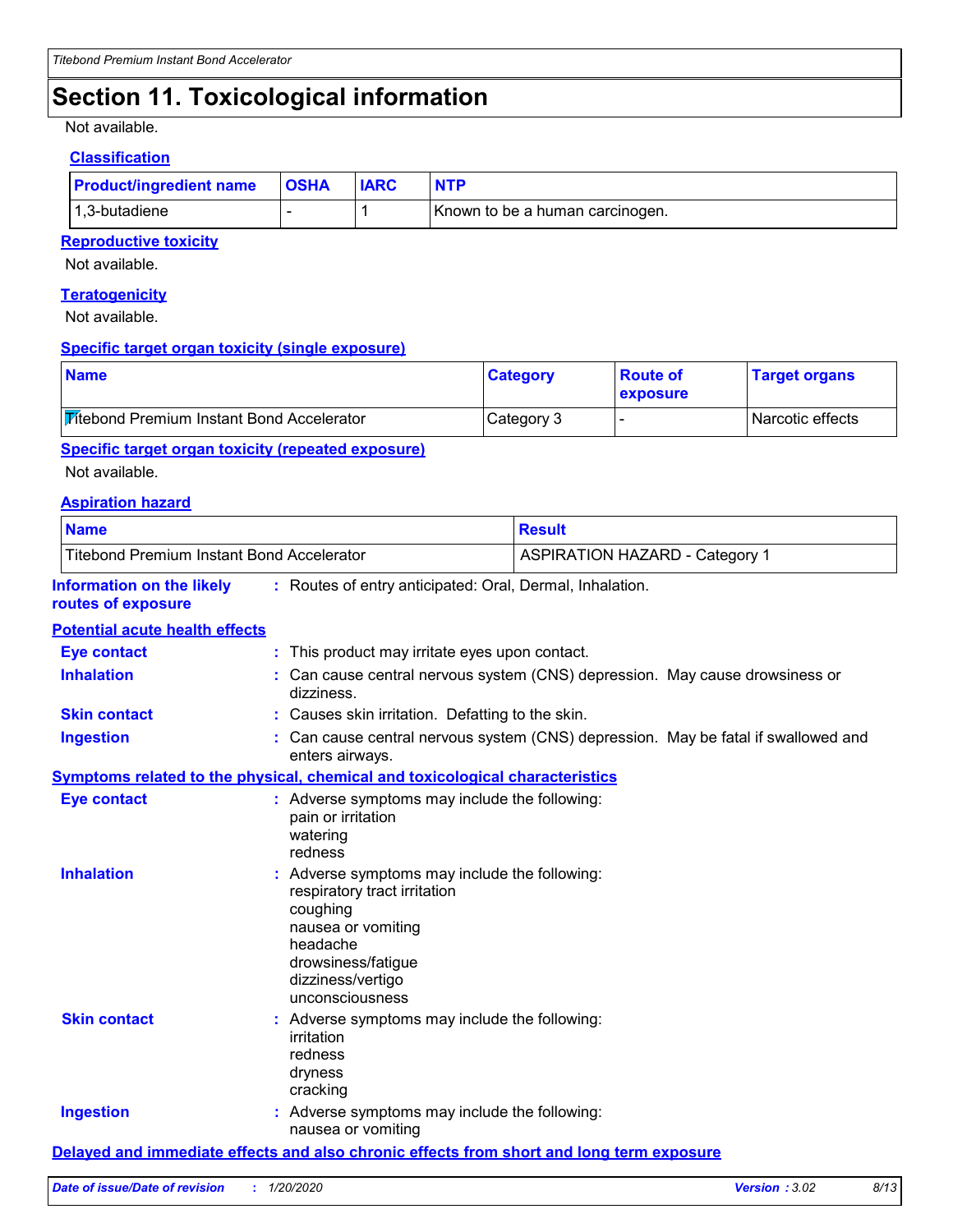# Section 11. Toxicological information

Not available.

### Classification

| Product/ingredient name | OSHA | IARC | NTP |
|---|---|---|---|
| 1,3-butadiene | - | 1 | Known to be a human carcinogen. |

### Reproductive toxicity

Not available.

### Teratogenicity

Not available.

### Specific target organ toxicity (single exposure)

| Name | Category | Route of exposure | Target organs |
|---|---|---|---|
| Titebond Premium Instant Bond Accelerator | Category 3 | - | Narcotic effects |

### Specific target organ toxicity (repeated exposure)

Not available.

### Aspiration hazard

| Name | Result |
|---|---|
| Titebond Premium Instant Bond Accelerator | ASPIRATION HAZARD - Category 1 |

**Information on the likely routes of exposure** : Routes of entry anticipated: Oral, Dermal, Inhalation.

### Potential acute health effects

**Eye contact** : This product may irritate eyes upon contact.

**Inhalation** : Can cause central nervous system (CNS) depression. May cause drowsiness or dizziness.

**Skin contact** : Causes skin irritation. Defatting to the skin.

**Ingestion** : Can cause central nervous system (CNS) depression. May be fatal if swallowed and enters airways.

### Symptoms related to the physical, chemical and toxicological characteristics

**Eye contact** : Adverse symptoms may include the following:
pain or irritation
watering
redness

**Inhalation** : Adverse symptoms may include the following:
respiratory tract irritation
coughing
nausea or vomiting
headache
drowsiness/fatigue
dizziness/vertigo
unconsciousness

**Skin contact** : Adverse symptoms may include the following:
irritation
redness
dryness
cracking

**Ingestion** : Adverse symptoms may include the following:
nausea or vomiting

### Delayed and immediate effects and also chronic effects from short and long term exposure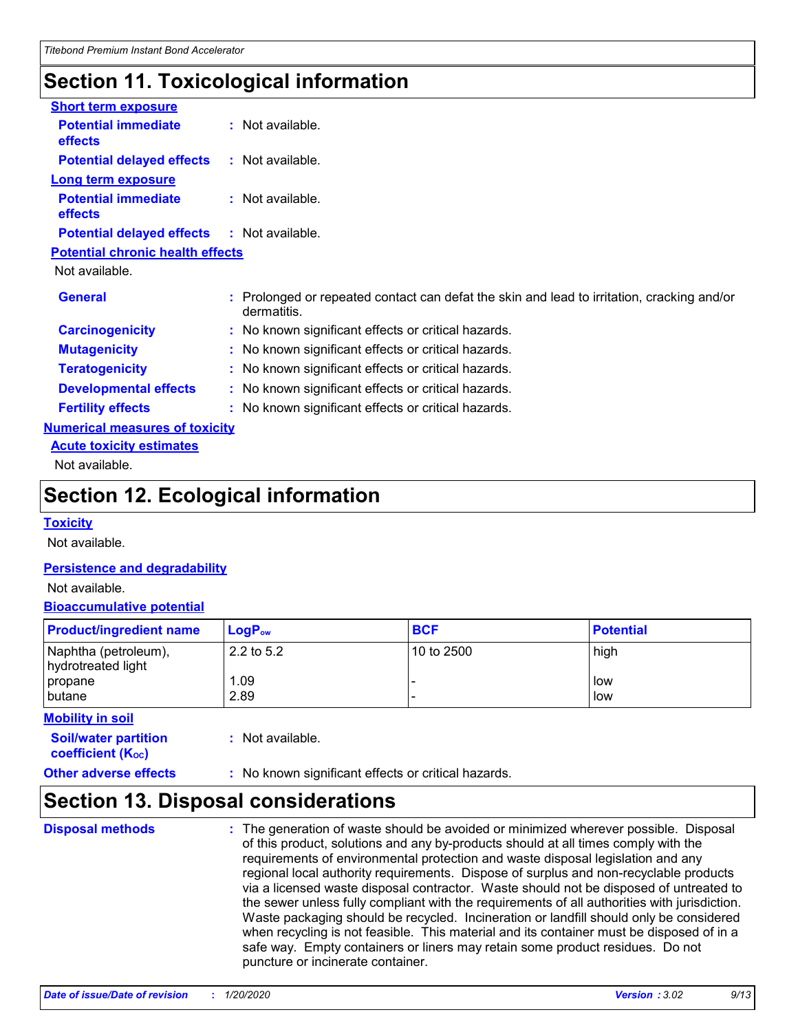## Section 11. Toxicological information

**Short term exposure**

**Potential immediate effects** : Not available.

**Potential delayed effects** : Not available.

**Long term exposure**

**Potential immediate effects** : Not available.

**Potential delayed effects** : Not available.

**Potential chronic health effects**

Not available.

**General** : Prolonged or repeated contact can defat the skin and lead to irritation, cracking and/or dermatitis.

**Carcinogenicity** : No known significant effects or critical hazards.

**Mutagenicity** : No known significant effects or critical hazards.

**Teratogenicity** : No known significant effects or critical hazards.

**Developmental effects** : No known significant effects or critical hazards.

**Fertility effects** : No known significant effects or critical hazards.

**Numerical measures of toxicity**

**Acute toxicity estimates**

Not available.

## Section 12. Ecological information

**Toxicity**

Not available.

**Persistence and degradability**

Not available.

**Bioaccumulative potential**

| Product/ingredient name | $LogP_{ow}$ | BCF | Potential |
|---|---|---|---|
| Naphtha (petroleum), hydrotreated light | 2.2 to 5.2 | 10 to 2500 | high |
| propane | 1.09 | - | low |
| butane | 2.89 | - | low |

**Mobility in soil**

**Soil/water partition coefficient ($K_{OC}$)** : Not available.

**Other adverse effects** : No known significant effects or critical hazards.

## Section 13. Disposal considerations

**Disposal methods** : The generation of waste should be avoided or minimized wherever possible. Disposal of this product, solutions and any by-products should at all times comply with the requirements of environmental protection and waste disposal legislation and any regional local authority requirements. Dispose of surplus and non-recyclable products via a licensed waste disposal contractor. Waste should not be disposed of untreated to the sewer unless fully compliant with the requirements of all authorities with jurisdiction. Waste packaging should be recycled. Incineration or landfill should only be considered when recycling is not feasible. This material and its container must be disposed of in a safe way. Empty containers or liners may retain some product residues. Do not puncture or incinerate container.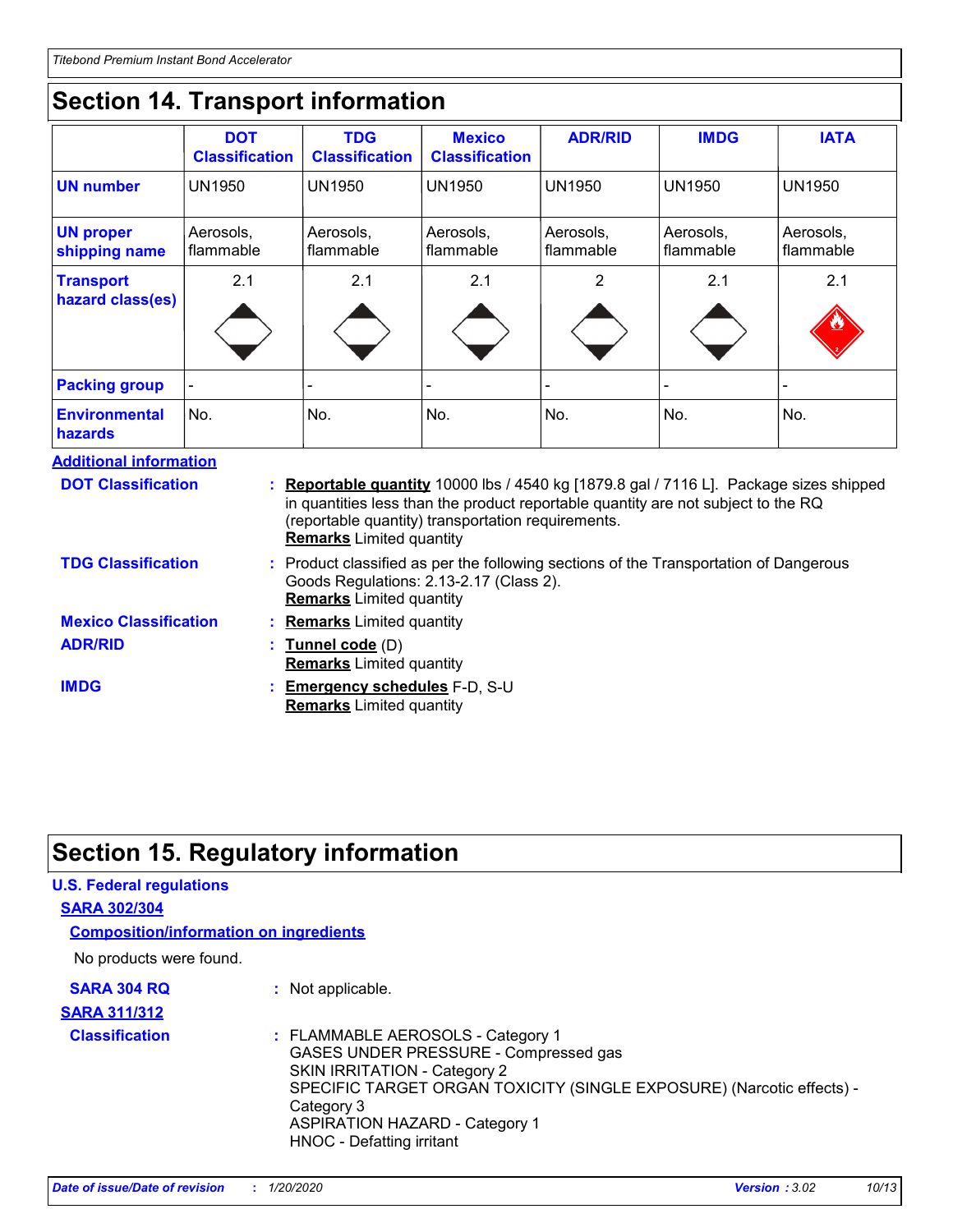# Section 14. Transport information

| | DOT Classification | TDG Classification | Mexico Classification | ADR/RID | IMDG | IATA |
|---|---|---|---|---|---|---|
| **UN number** | UN1950 | UN1950 | UN1950 | UN1950 | UN1950 | UN1950 |
| **UN proper shipping name** | Aerosols, flammable | Aerosols, flammable | Aerosols, flammable | Aerosols, flammable | Aerosols, flammable | Aerosols, flammable |
| **Transport hazard class(es)** | 2.1 | 2.1 | 2.1 | 2 | 2.1 | 2.1 |
| **Packing group** | - | - | - | - | - | - |
| **Environmental hazards** | No. | No. | No. | No. | No. | No. |

**Additional information**

**DOT Classification** : **Reportable quantity** 10000 lbs / 4540 kg [1879.8 gal / 7116 L]. Package sizes shipped in quantities less than the product reportable quantity are not subject to the RQ (reportable quantity) transportation requirements.
**Remarks** Limited quantity

**TDG Classification** : Product classified as per the following sections of the Transportation of Dangerous Goods Regulations: 2.13-2.17 (Class 2).
**Remarks** Limited quantity

**Mexico Classification** : **Remarks** Limited quantity

**ADR/RID** : **Tunnel code** (D)
**Remarks** Limited quantity

**IMDG** : **Emergency schedules** F-D, S-U
**Remarks** Limited quantity

# Section 15. Regulatory information

**U.S. Federal regulations**

**SARA 302/304**

**Composition/information on ingredients**

No products were found.

**SARA 304 RQ** : Not applicable.

**SARA 311/312**

**Classification** : FLAMMABLE AEROSOLS - Category 1
GASES UNDER PRESSURE - Compressed gas
SKIN IRRITATION - Category 2
SPECIFIC TARGET ORGAN TOXICITY (SINGLE EXPOSURE) (Narcotic effects) - Category 3
ASPIRATION HAZARD - Category 1
HNOC - Defatting irritant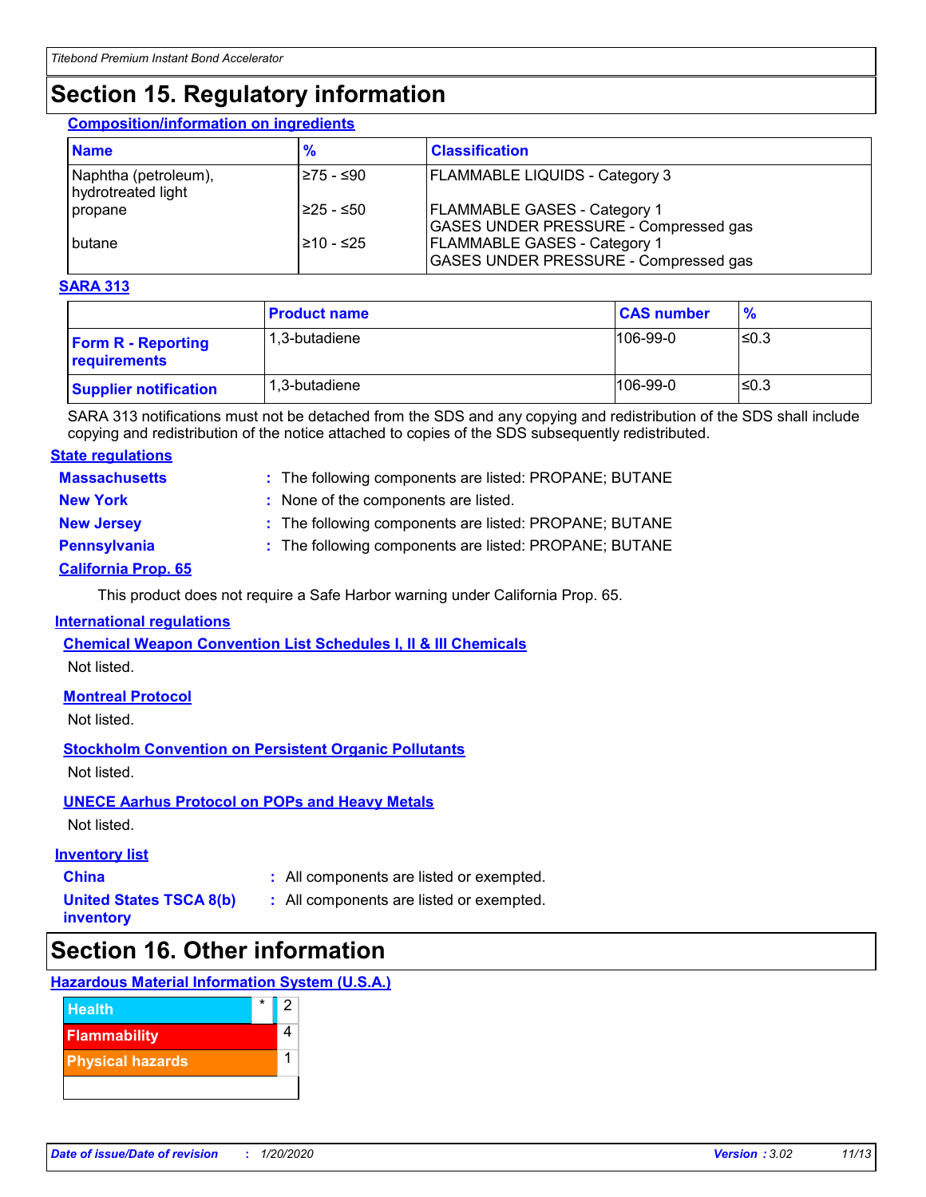# Section 15. Regulatory information

### Composition/information on ingredients

| Name | % | Classification |
|---|---|---|
| Naphtha (petroleum), hydrotreated light | ≥75 - ≤90 | FLAMMABLE LIQUIDS - Category 3 |
| propane | ≥25 - ≤50 | FLAMMABLE GASES - Category 1<br>GASES UNDER PRESSURE - Compressed gas |
| butane | ≥10 - ≤25 | FLAMMABLE GASES - Category 1<br>GASES UNDER PRESSURE - Compressed gas |

### SARA 313

| | Product name | CAS number | % |
|---|---|---|---|
| **Form R - Reporting requirements** | 1,3-butadiene | 106-99-0 | ≤0.3 |
| **Supplier notification** | 1,3-butadiene | 106-99-0 | ≤0.3 |

SARA 313 notifications must not be detached from the SDS and any copying and redistribution of the SDS shall include copying and redistribution of the notice attached to copies of the SDS subsequently redistributed.

### State regulations

**Massachusetts** : The following components are listed: PROPANE; BUTANE

**New York** : None of the components are listed.

**New Jersey** : The following components are listed: PROPANE; BUTANE

**Pennsylvania** : The following components are listed: PROPANE; BUTANE

### California Prop. 65

This product does not require a Safe Harbor warning under California Prop. 65.

### International regulations

#### Chemical Weapon Convention List Schedules I, II & III Chemicals

Not listed.

#### Montreal Protocol

Not listed.

#### Stockholm Convention on Persistent Organic Pollutants

Not listed.

#### UNECE Aarhus Protocol on POPs and Heavy Metals

Not listed.

### Inventory list

**China** : All components are listed or exempted.

**United States TSCA 8(b) inventory** : All components are listed or exempted.

# Section 16. Other information

### Hazardous Material Information System (U.S.A.)

| | | |
|---|---|---|
| Health | * | 2 |
| Flammability | | 4 |
| Physical hazards | | 1 |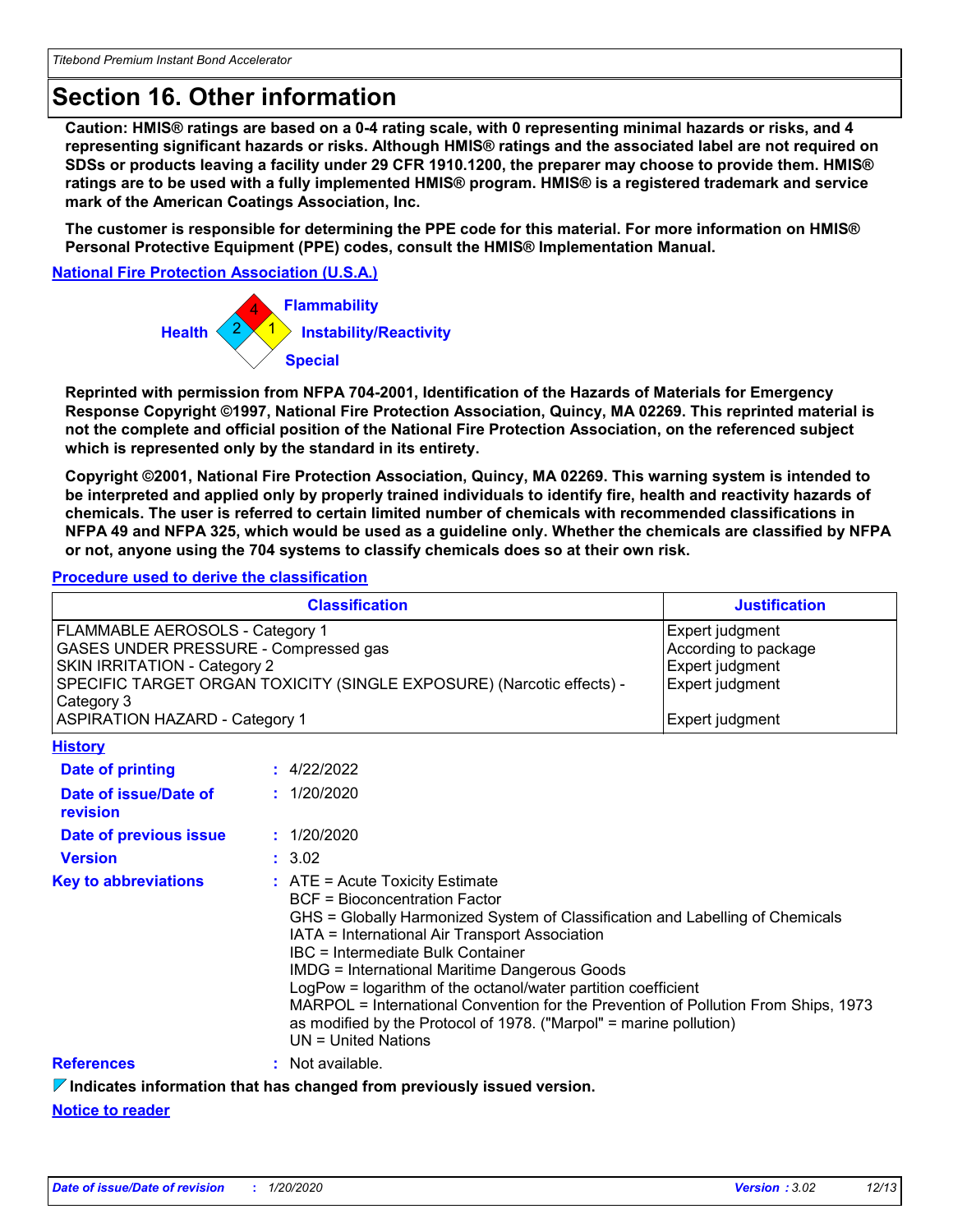# Section 16. Other information

**Caution: HMIS® ratings are based on a 0-4 rating scale, with 0 representing minimal hazards or risks, and 4 representing significant hazards or risks. Although HMIS® ratings and the associated label are not required on SDSs or products leaving a facility under 29 CFR 1910.1200, the preparer may choose to provide them. HMIS® ratings are to be used with a fully implemented HMIS® program. HMIS® is a registered trademark and service mark of the American Coatings Association, Inc.**

**The customer is responsible for determining the PPE code for this material. For more information on HMIS® Personal Protective Equipment (PPE) codes, consult the HMIS® Implementation Manual.**

**National Fire Protection Association (U.S.A.)**

Health: 2
Flammability: 4
Instability/Reactivity: 1
Special:

**Reprinted with permission from NFPA 704-2001, Identification of the Hazards of Materials for Emergency Response Copyright ©1997, National Fire Protection Association, Quincy, MA 02269. This reprinted material is not the complete and official position of the National Fire Protection Association, on the referenced subject which is represented only by the standard in its entirety.**

**Copyright ©2001, National Fire Protection Association, Quincy, MA 02269. This warning system is intended to be interpreted and applied only by properly trained individuals to identify fire, health and reactivity hazards of chemicals. The user is referred to certain limited number of chemicals with recommended classifications in NFPA 49 and NFPA 325, which would be used as a guideline only. Whether the chemicals are classified by NFPA or not, anyone using the 704 systems to classify chemicals does so at their own risk.**

**Procedure used to derive the classification**

| Classification | Justification |
|---|---|
| FLAMMABLE AEROSOLS - Category 1 | Expert judgment |
| GASES UNDER PRESSURE - Compressed gas | According to package |
| SKIN IRRITATION - Category 2 | Expert judgment |
| SPECIFIC TARGET ORGAN TOXICITY (SINGLE EXPOSURE) (Narcotic effects) - Category 3 | Expert judgment |
| ASPIRATION HAZARD - Category 1 | Expert judgment |

**History**

**Date of printing** : 4/22/2022

**Date of issue/Date of revision** : 1/20/2020

**Date of previous issue** : 1/20/2020

**Version** : 3.02

**Key to abbreviations** :
ATE = Acute Toxicity Estimate
BCF = Bioconcentration Factor
GHS = Globally Harmonized System of Classification and Labelling of Chemicals
IATA = International Air Transport Association
IBC = Intermediate Bulk Container
IMDG = International Maritime Dangerous Goods
LogPow = logarithm of the octanol/water partition coefficient
MARPOL = International Convention for the Prevention of Pollution From Ships, 1973 as modified by the Protocol of 1978. ("Marpol" = marine pollution)
UN = United Nations

**References** : Not available.

**Indicates information that has changed from previously issued version.**

**Notice to reader**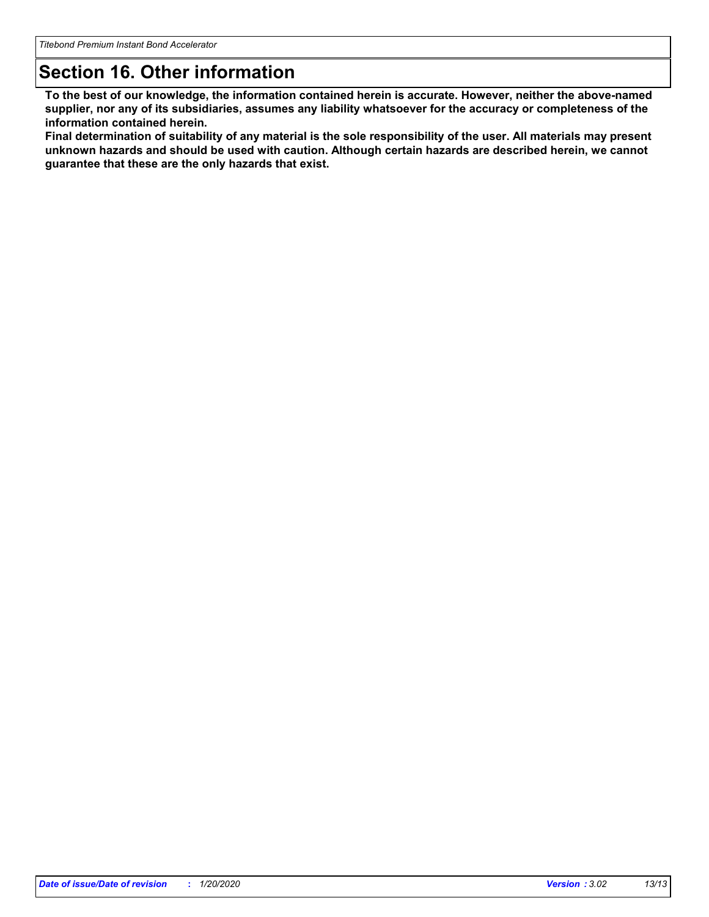## Section 16. Other information

**To the best of our knowledge, the information contained herein is accurate. However, neither the above-named supplier, nor any of its subsidiaries, assumes any liability whatsoever for the accuracy or completeness of the information contained herein.**

**Final determination of suitability of any material is the sole responsibility of the user. All materials may present unknown hazards and should be used with caution. Although certain hazards are described herein, we cannot guarantee that these are the only hazards that exist.**